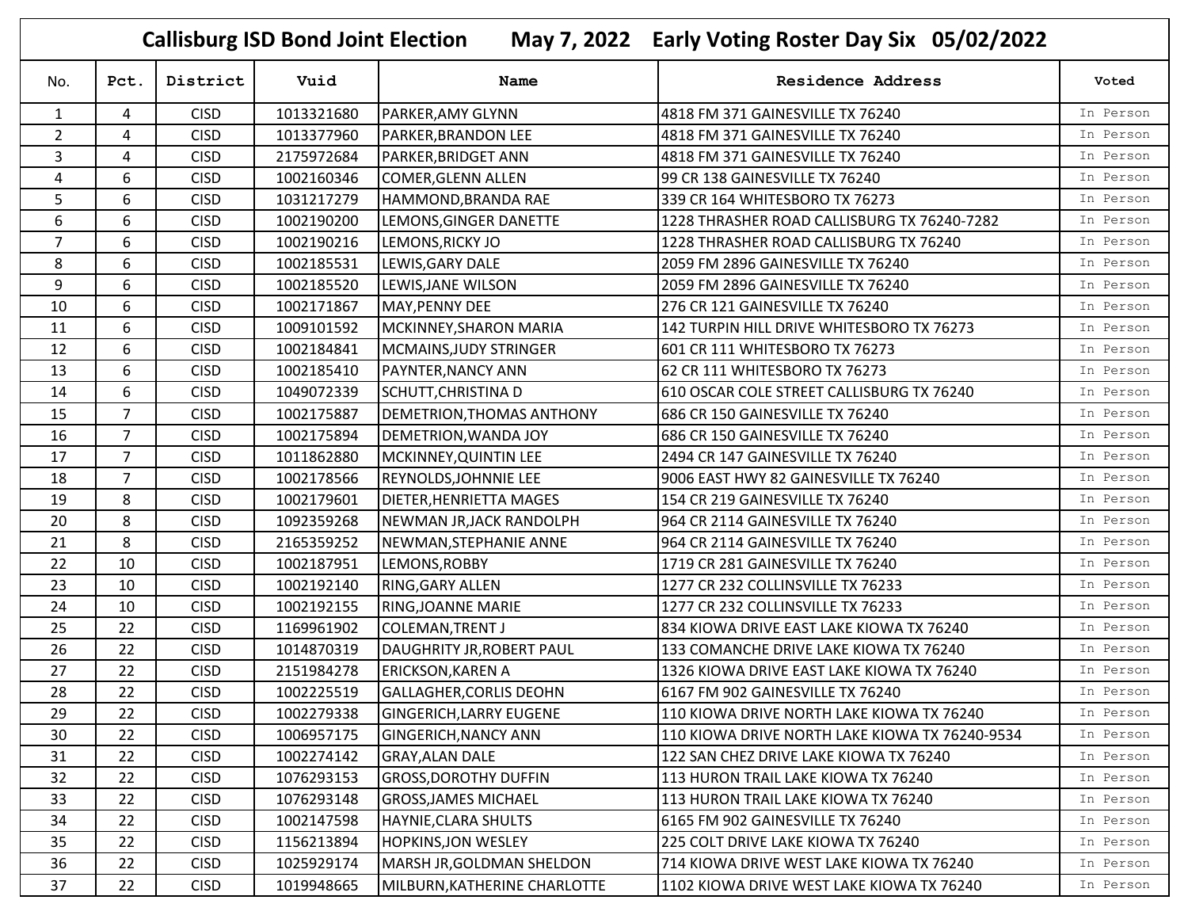# Callisburg ISD Bond Joint Election May 7, 2022 Early Voting Roster Day Six 05/02/2022

| No. | Pct. | District | Vuid | Name | Residence Address | Voted |
|---|---|---|---|---|---|---|
| 1 | 4 | CISD | 1013321680 | PARKER,AMY GLYNN | 4818 FM 371 GAINESVILLE TX 76240 | In Person |
| 2 | 4 | CISD | 1013377960 | PARKER,BRANDON LEE | 4818 FM 371 GAINESVILLE TX 76240 | In Person |
| 3 | 4 | CISD | 2175972684 | PARKER,BRIDGET ANN | 4818 FM 371 GAINESVILLE TX 76240 | In Person |
| 4 | 6 | CISD | 1002160346 | COMER,GLENN ALLEN | 99 CR 138 GAINESVILLE TX 76240 | In Person |
| 5 | 6 | CISD | 1031217279 | HAMMOND,BRANDA RAE | 339 CR 164 WHITESBORO TX 76273 | In Person |
| 6 | 6 | CISD | 1002190200 | LEMONS,GINGER DANETTE | 1228 THRASHER ROAD CALLISBURG TX 76240-7282 | In Person |
| 7 | 6 | CISD | 1002190216 | LEMONS,RICKY JO | 1228 THRASHER ROAD CALLISBURG TX 76240 | In Person |
| 8 | 6 | CISD | 1002185531 | LEWIS,GARY DALE | 2059 FM 2896 GAINESVILLE TX 76240 | In Person |
| 9 | 6 | CISD | 1002185520 | LEWIS,JANE WILSON | 2059 FM 2896 GAINESVILLE TX 76240 | In Person |
| 10 | 6 | CISD | 1002171867 | MAY,PENNY DEE | 276 CR 121 GAINESVILLE TX 76240 | In Person |
| 11 | 6 | CISD | 1009101592 | MCKINNEY,SHARON MARIA | 142 TURPIN HILL DRIVE WHITESBORO TX 76273 | In Person |
| 12 | 6 | CISD | 1002184841 | MCMAINS,JUDY STRINGER | 601 CR 111 WHITESBORO TX 76273 | In Person |
| 13 | 6 | CISD | 1002185410 | PAYNTER,NANCY ANN | 62 CR 111 WHITESBORO TX 76273 | In Person |
| 14 | 6 | CISD | 1049072339 | SCHUTT,CHRISTINA D | 610 OSCAR COLE STREET CALLISBURG TX 76240 | In Person |
| 15 | 7 | CISD | 1002175887 | DEMETRION,THOMAS ANTHONY | 686 CR 150 GAINESVILLE TX 76240 | In Person |
| 16 | 7 | CISD | 1002175894 | DEMETRION,WANDA JOY | 686 CR 150 GAINESVILLE TX 76240 | In Person |
| 17 | 7 | CISD | 1011862880 | MCKINNEY,QUINTIN LEE | 2494 CR 147 GAINESVILLE TX 76240 | In Person |
| 18 | 7 | CISD | 1002178566 | REYNOLDS,JOHNNIE LEE | 9006 EAST HWY 82 GAINESVILLE TX 76240 | In Person |
| 19 | 8 | CISD | 1002179601 | DIETER,HENRIETTA MAGES | 154 CR 219 GAINESVILLE TX 76240 | In Person |
| 20 | 8 | CISD | 1092359268 | NEWMAN JR,JACK RANDOLPH | 964 CR 2114 GAINESVILLE TX 76240 | In Person |
| 21 | 8 | CISD | 2165359252 | NEWMAN,STEPHANIE ANNE | 964 CR 2114 GAINESVILLE TX 76240 | In Person |
| 22 | 10 | CISD | 1002187951 | LEMONS,ROBBY | 1719 CR 281 GAINESVILLE TX 76240 | In Person |
| 23 | 10 | CISD | 1002192140 | RING,GARY ALLEN | 1277 CR 232 COLLINSVILLE TX 76233 | In Person |
| 24 | 10 | CISD | 1002192155 | RING,JOANNE MARIE | 1277 CR 232 COLLINSVILLE TX 76233 | In Person |
| 25 | 22 | CISD | 1169961902 | COLEMAN,TRENT J | 834 KIOWA DRIVE EAST LAKE KIOWA TX 76240 | In Person |
| 26 | 22 | CISD | 1014870319 | DAUGHRITY JR,ROBERT PAUL | 133 COMANCHE DRIVE LAKE KIOWA TX 76240 | In Person |
| 27 | 22 | CISD | 2151984278 | ERICKSON,KAREN A | 1326 KIOWA DRIVE EAST LAKE KIOWA TX 76240 | In Person |
| 28 | 22 | CISD | 1002225519 | GALLAGHER,CORLIS DEOHN | 6167 FM 902 GAINESVILLE TX 76240 | In Person |
| 29 | 22 | CISD | 1002279338 | GINGERICH,LARRY EUGENE | 110 KIOWA DRIVE NORTH LAKE KIOWA TX 76240 | In Person |
| 30 | 22 | CISD | 1006957175 | GINGERICH,NANCY ANN | 110 KIOWA DRIVE NORTH LAKE KIOWA TX 76240-9534 | In Person |
| 31 | 22 | CISD | 1002274142 | GRAY,ALAN DALE | 122 SAN CHEZ DRIVE LAKE KIOWA TX 76240 | In Person |
| 32 | 22 | CISD | 1076293153 | GROSS,DOROTHY DUFFIN | 113 HURON TRAIL LAKE KIOWA TX 76240 | In Person |
| 33 | 22 | CISD | 1076293148 | GROSS,JAMES MICHAEL | 113 HURON TRAIL LAKE KIOWA TX 76240 | In Person |
| 34 | 22 | CISD | 1002147598 | HAYNIE,CLARA SHULTS | 6165 FM 902 GAINESVILLE TX 76240 | In Person |
| 35 | 22 | CISD | 1156213894 | HOPKINS,JON WESLEY | 225 COLT DRIVE LAKE KIOWA TX 76240 | In Person |
| 36 | 22 | CISD | 1025929174 | MARSH JR,GOLDMAN SHELDON | 714 KIOWA DRIVE WEST LAKE KIOWA TX 76240 | In Person |
| 37 | 22 | CISD | 1019948665 | MILBURN,KATHERINE CHARLOTTE | 1102 KIOWA DRIVE WEST LAKE KIOWA TX 76240 | In Person |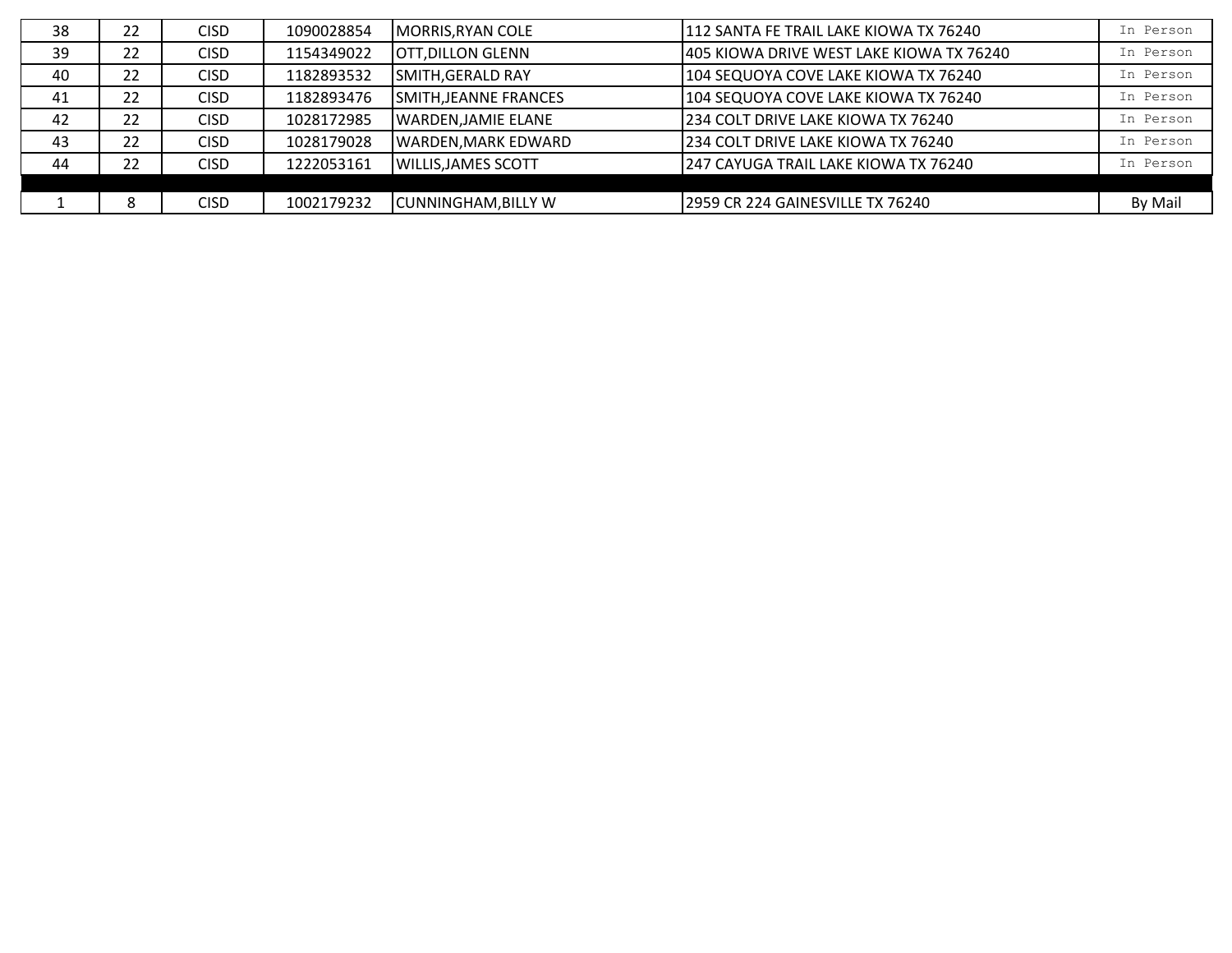| | | | | | | |
|---|---|---|---|---|---|---|
| 38 | 22 | CISD | 1090028854 | MORRIS,RYAN COLE | 112 SANTA FE TRAIL LAKE KIOWA TX 76240 | In Person |
| 39 | 22 | CISD | 1154349022 | OTT,DILLON GLENN | 405 KIOWA DRIVE WEST LAKE KIOWA TX 76240 | In Person |
| 40 | 22 | CISD | 1182893532 | SMITH,GERALD RAY | 104 SEQUOYA COVE LAKE KIOWA TX 76240 | In Person |
| 41 | 22 | CISD | 1182893476 | SMITH,JEANNE FRANCES | 104 SEQUOYA COVE LAKE KIOWA TX 76240 | In Person |
| 42 | 22 | CISD | 1028172985 | WARDEN,JAMIE ELANE | 234 COLT DRIVE LAKE KIOWA TX 76240 | In Person |
| 43 | 22 | CISD | 1028179028 | WARDEN,MARK EDWARD | 234 COLT DRIVE LAKE KIOWA TX 76240 | In Person |
| 44 | 22 | CISD | 1222053161 | WILLIS,JAMES SCOTT | 247 CAYUGA TRAIL LAKE KIOWA TX 76240 | In Person |
| | | | | | | |
| 1 | 8 | CISD | 1002179232 | CUNNINGHAM,BILLY W | 2959 CR 224 GAINESVILLE TX 76240 | By Mail |